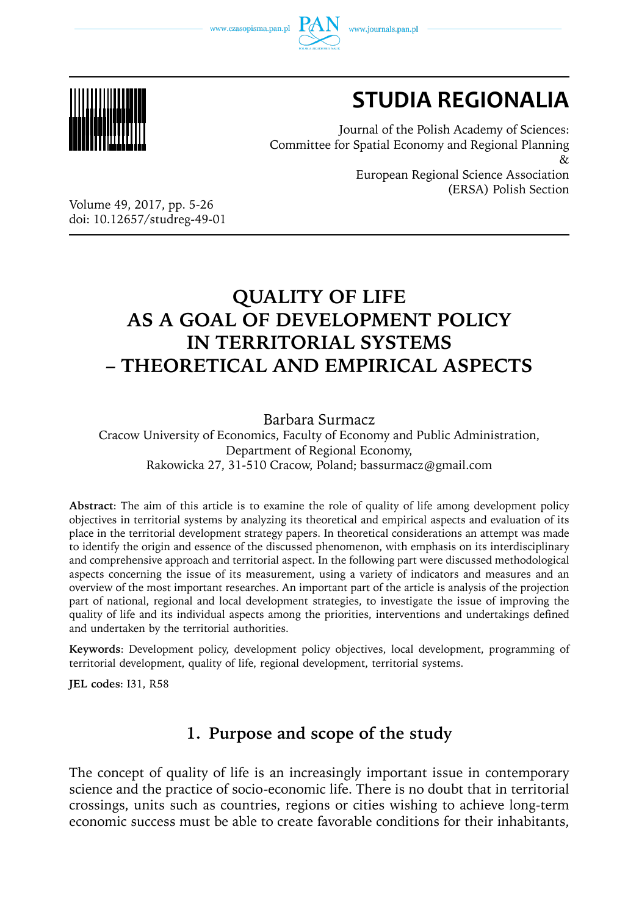# STUDIA REGIONALIA

Journal of the Polish Academy of Sciences:
Committee for Spatial Economy and Regional Planning
&
European Regional Science Association
(ERSA) Polish Section

Volume 49, 2017, pp. 5-26
doi: 10.12657/studreg-49-01

# QUALITY OF LIFE AS A GOAL OF DEVELOPMENT POLICY IN TERRITORIAL SYSTEMS – THEORETICAL AND EMPIRICAL ASPECTS

Barbara Surmacz

Cracow University of Economics, Faculty of Economy and Public Administration, Department of Regional Economy,
Rakowicka 27, 31-510 Cracow, Poland; bassurmacz@gmail.com

**Abstract**: The aim of this article is to examine the role of quality of life among development policy objectives in territorial systems by analyzing its theoretical and empirical aspects and evaluation of its place in the territorial development strategy papers. In theoretical considerations an attempt was made to identify the origin and essence of the discussed phenomenon, with emphasis on its interdisciplinary and comprehensive approach and territorial aspect. In the following part were discussed methodological aspects concerning the issue of its measurement, using a variety of indicators and measures and an overview of the most important researches. An important part of the article is analysis of the projection part of national, regional and local development strategies, to investigate the issue of improving the quality of life and its individual aspects among the priorities, interventions and undertakings defined and undertaken by the territorial authorities.

**Keywords**: Development policy, development policy objectives, local development, programming of territorial development, quality of life, regional development, territorial systems.

**JEL codes**: I31, R58

## 1. Purpose and scope of the study

The concept of quality of life is an increasingly important issue in contemporary science and the practice of socio-economic life. There is no doubt that in territorial crossings, units such as countries, regions or cities wishing to achieve long-term economic success must be able to create favorable conditions for their inhabitants,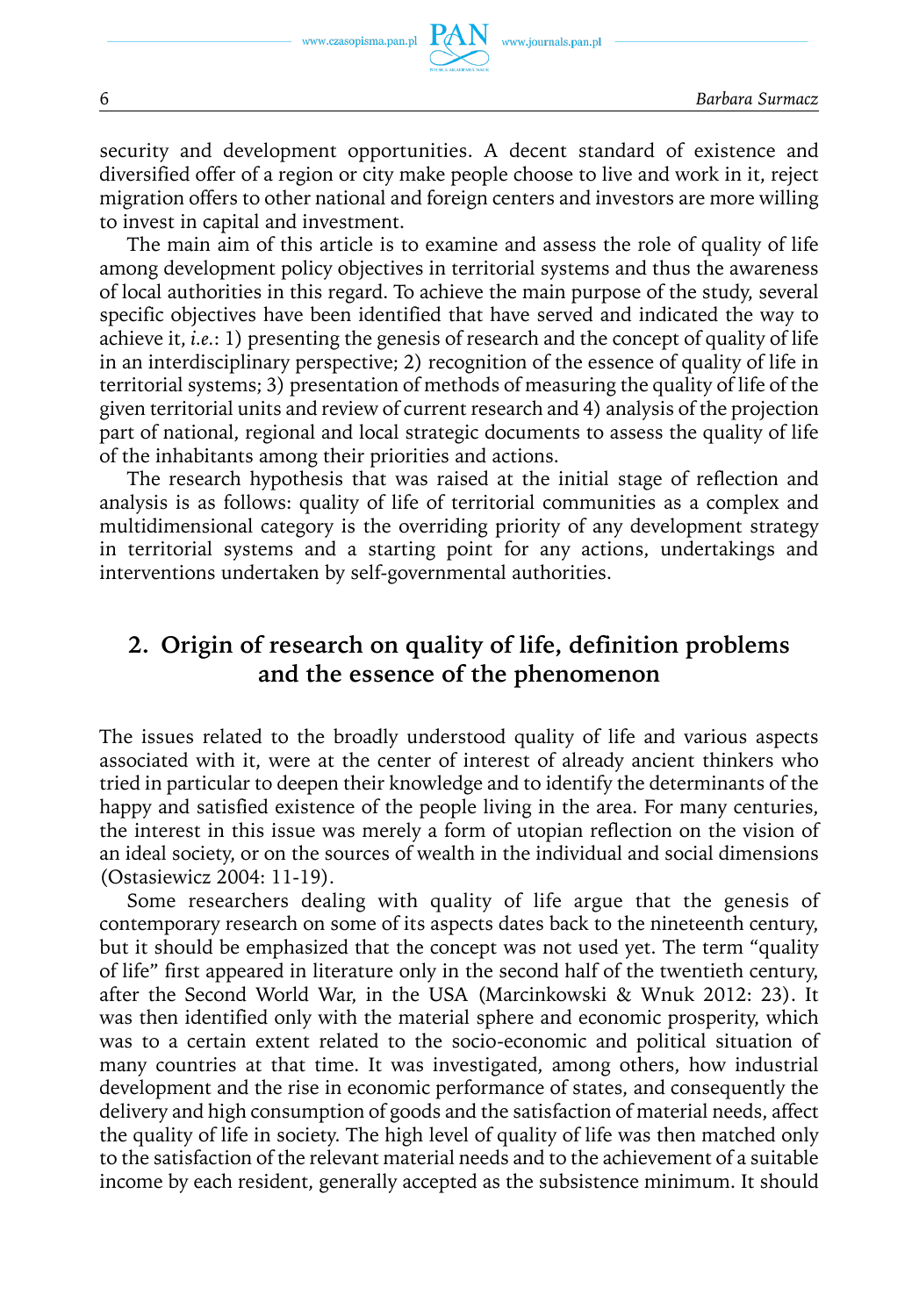security and development opportunities. A decent standard of existence and diversified offer of a region or city make people choose to live and work in it, reject migration offers to other national and foreign centers and investors are more willing to invest in capital and investment.

The main aim of this article is to examine and assess the role of quality of life among development policy objectives in territorial systems and thus the awareness of local authorities in this regard. To achieve the main purpose of the study, several specific objectives have been identified that have served and indicated the way to achieve it, *i.e.*: 1) presenting the genesis of research and the concept of quality of life in an interdisciplinary perspective; 2) recognition of the essence of quality of life in territorial systems; 3) presentation of methods of measuring the quality of life of the given territorial units and review of current research and 4) analysis of the projection part of national, regional and local strategic documents to assess the quality of life of the inhabitants among their priorities and actions.

The research hypothesis that was raised at the initial stage of reflection and analysis is as follows: quality of life of territorial communities as a complex and multidimensional category is the overriding priority of any development strategy in territorial systems and a starting point for any actions, undertakings and interventions undertaken by self-governmental authorities.

## 2. Origin of research on quality of life, definition problems and the essence of the phenomenon

The issues related to the broadly understood quality of life and various aspects associated with it, were at the center of interest of already ancient thinkers who tried in particular to deepen their knowledge and to identify the determinants of the happy and satisfied existence of the people living in the area. For many centuries, the interest in this issue was merely a form of utopian reflection on the vision of an ideal society, or on the sources of wealth in the individual and social dimensions (Ostasiewicz 2004: 11-19).

Some researchers dealing with quality of life argue that the genesis of contemporary research on some of its aspects dates back to the nineteenth century, but it should be emphasized that the concept was not used yet. The term "quality of life" first appeared in literature only in the second half of the twentieth century, after the Second World War, in the USA (Marcinkowski & Wnuk 2012: 23). It was then identified only with the material sphere and economic prosperity, which was to a certain extent related to the socio-economic and political situation of many countries at that time. It was investigated, among others, how industrial development and the rise in economic performance of states, and consequently the delivery and high consumption of goods and the satisfaction of material needs, affect the quality of life in society. The high level of quality of life was then matched only to the satisfaction of the relevant material needs and to the achievement of a suitable income by each resident, generally accepted as the subsistence minimum. It should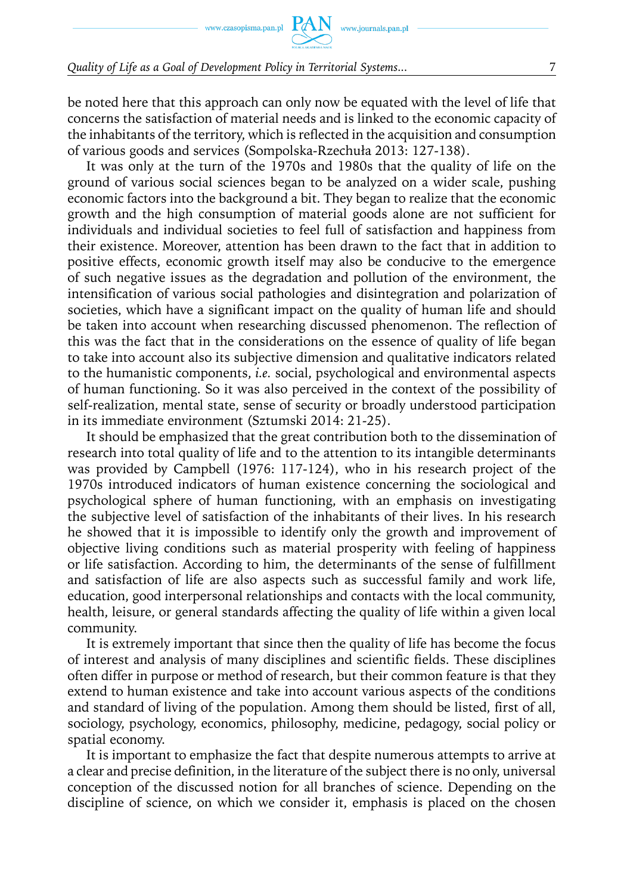be noted here that this approach can only now be equated with the level of life that concerns the satisfaction of material needs and is linked to the economic capacity of the inhabitants of the territory, which is reflected in the acquisition and consumption of various goods and services (Sompolska-Rzechuła 2013: 127-138).

It was only at the turn of the 1970s and 1980s that the quality of life on the ground of various social sciences began to be analyzed on a wider scale, pushing economic factors into the background a bit. They began to realize that the economic growth and the high consumption of material goods alone are not sufficient for individuals and individual societies to feel full of satisfaction and happiness from their existence. Moreover, attention has been drawn to the fact that in addition to positive effects, economic growth itself may also be conducive to the emergence of such negative issues as the degradation and pollution of the environment, the intensification of various social pathologies and disintegration and polarization of societies, which have a significant impact on the quality of human life and should be taken into account when researching discussed phenomenon. The reflection of this was the fact that in the considerations on the essence of quality of life began to take into account also its subjective dimension and qualitative indicators related to the humanistic components, *i.e.* social, psychological and environmental aspects of human functioning. So it was also perceived in the context of the possibility of self-realization, mental state, sense of security or broadly understood participation in its immediate environment (Sztumski 2014: 21-25).

It should be emphasized that the great contribution both to the dissemination of research into total quality of life and to the attention to its intangible determinants was provided by Campbell (1976: 117-124), who in his research project of the 1970s introduced indicators of human existence concerning the sociological and psychological sphere of human functioning, with an emphasis on investigating the subjective level of satisfaction of the inhabitants of their lives. In his research he showed that it is impossible to identify only the growth and improvement of objective living conditions such as material prosperity with feeling of happiness or life satisfaction. According to him, the determinants of the sense of fulfillment and satisfaction of life are also aspects such as successful family and work life, education, good interpersonal relationships and contacts with the local community, health, leisure, or general standards affecting the quality of life within a given local community.

It is extremely important that since then the quality of life has become the focus of interest and analysis of many disciplines and scientific fields. These disciplines often differ in purpose or method of research, but their common feature is that they extend to human existence and take into account various aspects of the conditions and standard of living of the population. Among them should be listed, first of all, sociology, psychology, economics, philosophy, medicine, pedagogy, social policy or spatial economy.

It is important to emphasize the fact that despite numerous attempts to arrive at a clear and precise definition, in the literature of the subject there is no only, universal conception of the discussed notion for all branches of science. Depending on the discipline of science, on which we consider it, emphasis is placed on the chosen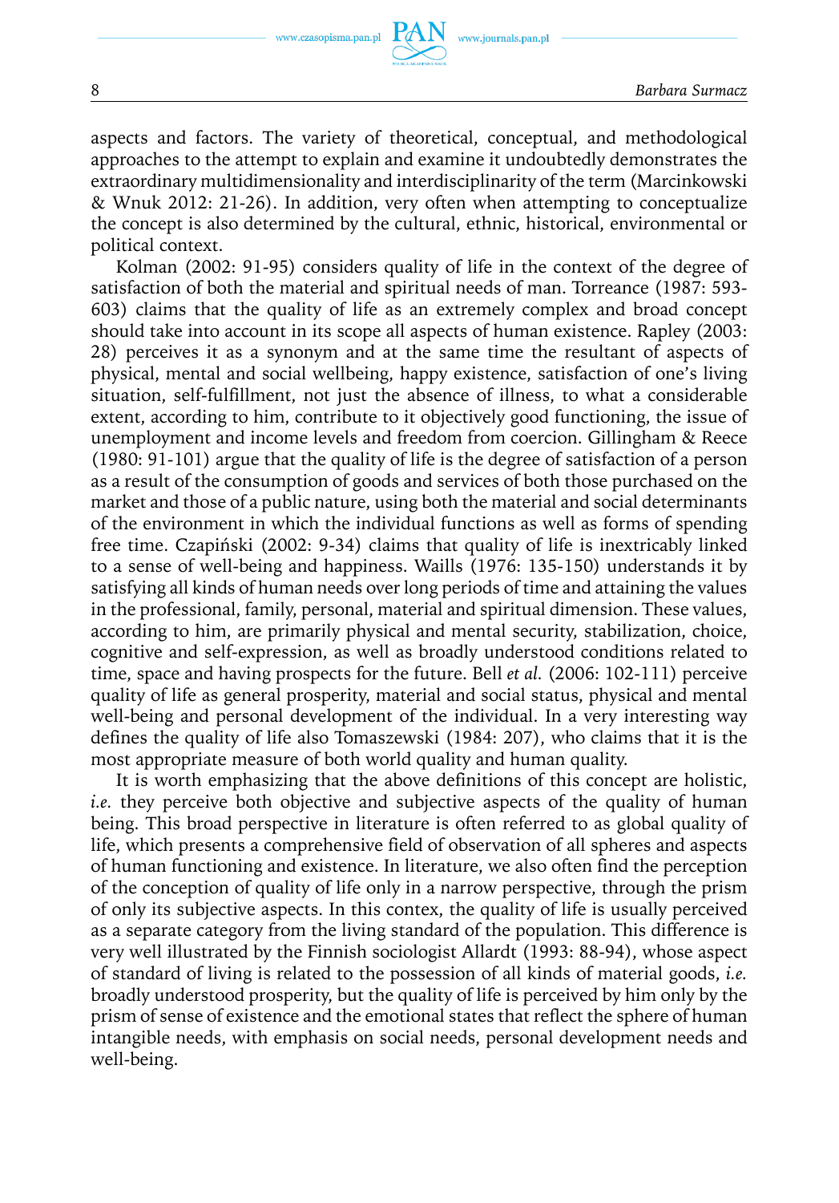aspects and factors. The variety of theoretical, conceptual, and methodological approaches to the attempt to explain and examine it undoubtedly demonstrates the extraordinary multidimensionality and interdisciplinarity of the term (Marcinkowski & Wnuk 2012: 21-26). In addition, very often when attempting to conceptualize the concept is also determined by the cultural, ethnic, historical, environmental or political context.

Kolman (2002: 91-95) considers quality of life in the context of the degree of satisfaction of both the material and spiritual needs of man. Torreance (1987: 593-603) claims that the quality of life as an extremely complex and broad concept should take into account in its scope all aspects of human existence. Rapley (2003: 28) perceives it as a synonym and at the same time the resultant of aspects of physical, mental and social wellbeing, happy existence, satisfaction of one's living situation, self-fulfillment, not just the absence of illness, to what a considerable extent, according to him, contribute to it objectively good functioning, the issue of unemployment and income levels and freedom from coercion. Gillingham & Reece (1980: 91-101) argue that the quality of life is the degree of satisfaction of a person as a result of the consumption of goods and services of both those purchased on the market and those of a public nature, using both the material and social determinants of the environment in which the individual functions as well as forms of spending free time. Czapiński (2002: 9-34) claims that quality of life is inextricably linked to a sense of well-being and happiness. Waills (1976: 135-150) understands it by satisfying all kinds of human needs over long periods of time and attaining the values in the professional, family, personal, material and spiritual dimension. These values, according to him, are primarily physical and mental security, stabilization, choice, cognitive and self-expression, as well as broadly understood conditions related to time, space and having prospects for the future. Bell *et al.* (2006: 102-111) perceive quality of life as general prosperity, material and social status, physical and mental well-being and personal development of the individual. In a very interesting way defines the quality of life also Tomaszewski (1984: 207), who claims that it is the most appropriate measure of both world quality and human quality.

It is worth emphasizing that the above definitions of this concept are holistic, *i.e.* they perceive both objective and subjective aspects of the quality of human being. This broad perspective in literature is often referred to as global quality of life, which presents a comprehensive field of observation of all spheres and aspects of human functioning and existence. In literature, we also often find the perception of the conception of quality of life only in a narrow perspective, through the prism of only its subjective aspects. In this contex, the quality of life is usually perceived as a separate category from the living standard of the population. This difference is very well illustrated by the Finnish sociologist Allardt (1993: 88-94), whose aspect of standard of living is related to the possession of all kinds of material goods, *i.e.* broadly understood prosperity, but the quality of life is perceived by him only by the prism of sense of existence and the emotional states that reflect the sphere of human intangible needs, with emphasis on social needs, personal development needs and well-being.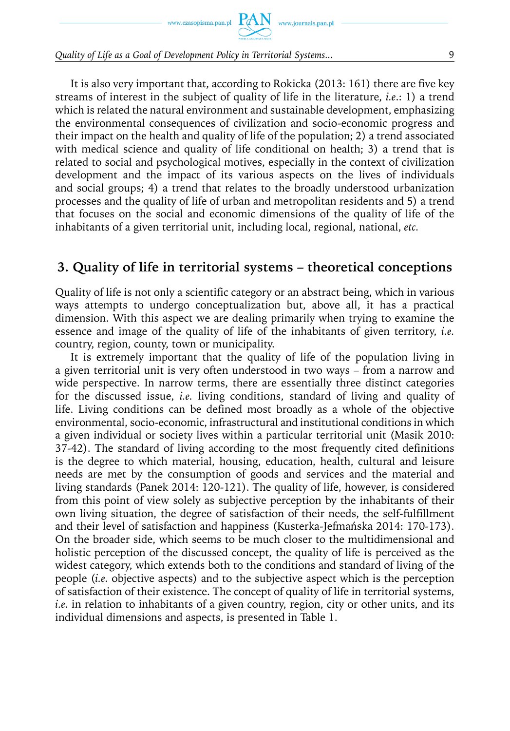It is also very important that, according to Rokicka (2013: 161) there are five key streams of interest in the subject of quality of life in the literature, *i.e.*: 1) a trend which is related the natural environment and sustainable development, emphasizing the environmental consequences of civilization and socio-economic progress and their impact on the health and quality of life of the population; 2) a trend associated with medical science and quality of life conditional on health; 3) a trend that is related to social and psychological motives, especially in the context of civilization development and the impact of its various aspects on the lives of individuals and social groups; 4) a trend that relates to the broadly understood urbanization processes and the quality of life of urban and metropolitan residents and 5) a trend that focuses on the social and economic dimensions of the quality of life of the inhabitants of a given territorial unit, including local, regional, national, *etc.*

## 3. Quality of life in territorial systems – theoretical conceptions

Quality of life is not only a scientific category or an abstract being, which in various ways attempts to undergo conceptualization but, above all, it has a practical dimension. With this aspect we are dealing primarily when trying to examine the essence and image of the quality of life of the inhabitants of given territory, *i.e.* country, region, county, town or municipality.

It is extremely important that the quality of life of the population living in a given territorial unit is very often understood in two ways – from a narrow and wide perspective. In narrow terms, there are essentially three distinct categories for the discussed issue, *i.e.* living conditions, standard of living and quality of life. Living conditions can be defined most broadly as a whole of the objective environmental, socio-economic, infrastructural and institutional conditions in which a given individual or society lives within a particular territorial unit (Masik 2010: 37-42). The standard of living according to the most frequently cited definitions is the degree to which material, housing, education, health, cultural and leisure needs are met by the consumption of goods and services and the material and living standards (Panek 2014: 120-121). The quality of life, however, is considered from this point of view solely as subjective perception by the inhabitants of their own living situation, the degree of satisfaction of their needs, the self-fulfillment and their level of satisfaction and happiness (Kusterka-Jefmańska 2014: 170-173). On the broader side, which seems to be much closer to the multidimensional and holistic perception of the discussed concept, the quality of life is perceived as the widest category, which extends both to the conditions and standard of living of the people (*i.e.* objective aspects) and to the subjective aspect which is the perception of satisfaction of their existence. The concept of quality of life in territorial systems, *i.e.* in relation to inhabitants of a given country, region, city or other units, and its individual dimensions and aspects, is presented in Table 1.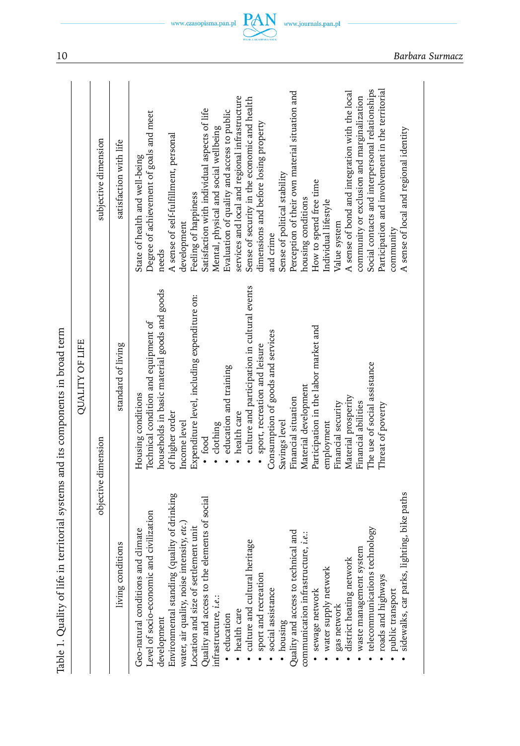Table 1. Quality of life in territorial systems and its components in broad term

| QUALITY OF LIFE | | |
|---|---|---|
| objective dimension | | subjective dimension |
| living conditions | standard of living | satisfaction with life |
| Geo-natural conditions and climate<br>Level of socio-economic and civilization development<br>Environmental standing (quality of drinking water, air quality, noise intensity, *etc.*)<br>Location and size of settlement unit<br>Quality and access to the elements of social infrastructure, *i.e.*:<br>• education<br>• health care<br>• culture and cultural heritage<br>• sport and recreation<br>• social assistance<br>• housing<br>Quality and access to technical and communication infrastructure, *i.e.*:<br>• sewage network<br>• water supply network<br>• gas network<br>• district heating network<br>• waste management system<br>• telecommunications technology<br>• roads and highways<br>• public transport<br>• sidewalks, car parks, lighting, bike paths | Housing conditions<br>Technical condition and equipment of households in basic material goods and goods of higher order<br>Income level<br>Expenditure level, including expenditure on:<br>• food<br>• clothing<br>• education and training<br>• health care<br>• culture and participation in cultural events<br>• sport, recreation and leisure<br>Consumption of goods and services<br>Savings level<br>Financial situation<br>Material development<br>Participation in the labor market and employment<br>Financial security<br>Material prosperity<br>Financial abilities<br>The use of social assistance<br>Threat of poverty | State of health and well-being<br>Degree of achievement of goals and meet needs<br>A sense of self-fulfillment, personal development<br>Feeling of happiness<br>Satisfaction with individual aspects of life<br>Mental, physical and social wellbeing<br>Evaluation of quality and access to public services and local and regional infrastructure<br>Sense of security in the economic and health dimensions and before losing property and crime<br>Sense of political stability<br>Perception of their own material situation and housing conditions<br>How to spend free time<br>Individual lifestyle<br>Value system<br>A sense of bond and integration with the local community or exclusion and marginalization<br>Social contacts and interpersonal relationships<br>Participation and involvement in the territorial community<br>A sense of local and regional identity |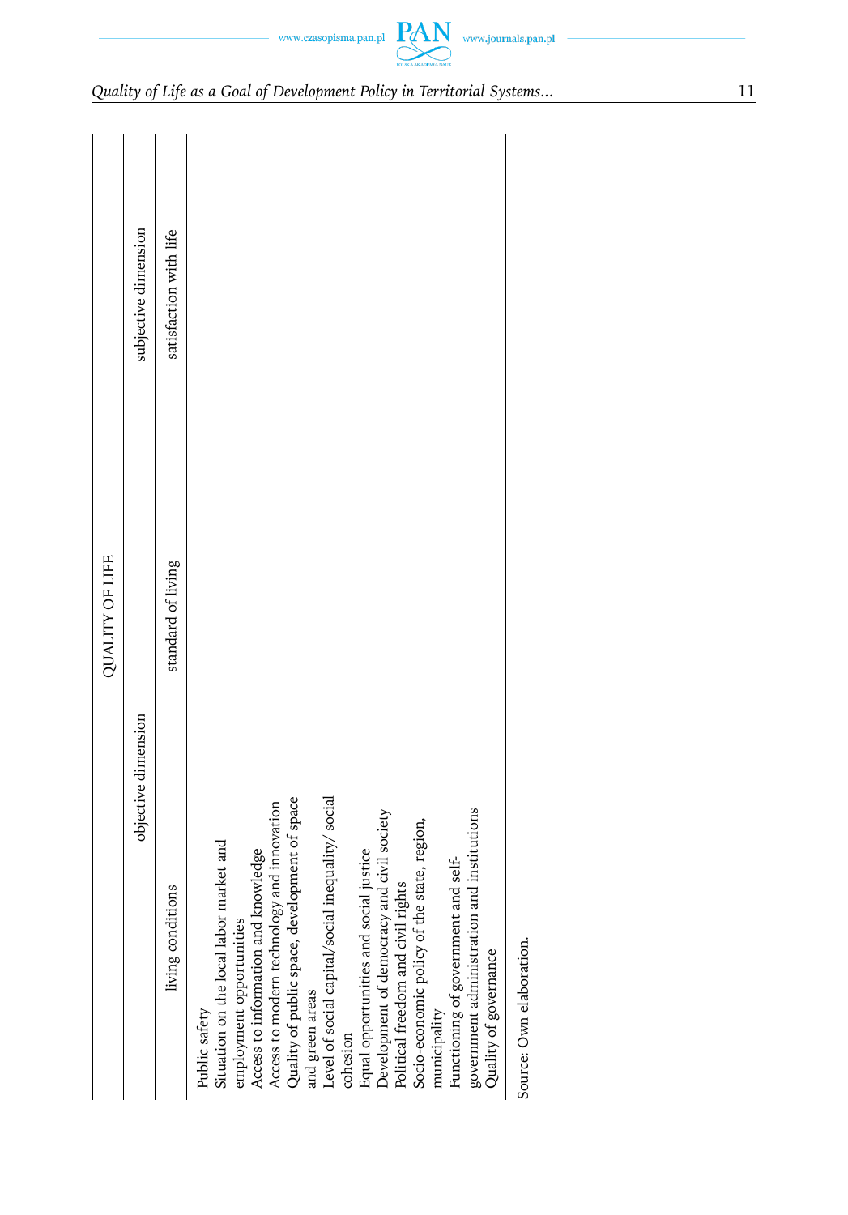| QUALITY OF LIFE | |
| --- | --- |
| objective dimension | subjective dimension |
| living conditions | standard of living | satisfaction with life |
| Public safety<br>Situation on the local labor market and employment opportunities<br>Access to information and knowledge<br>Access to modern technology and innovation<br>Quality of public space, development of space and green areas<br>Level of social capital/social inequality/ social cohesion<br>Equal opportunities and social justice<br>Development of democracy and civil society<br>Political freedom and civil rights<br>Socio-economic policy of the state, region, municipality<br>Functioning of government and self-government administration and institutions<br>Quality of governance | | |

Source: Own elaboration.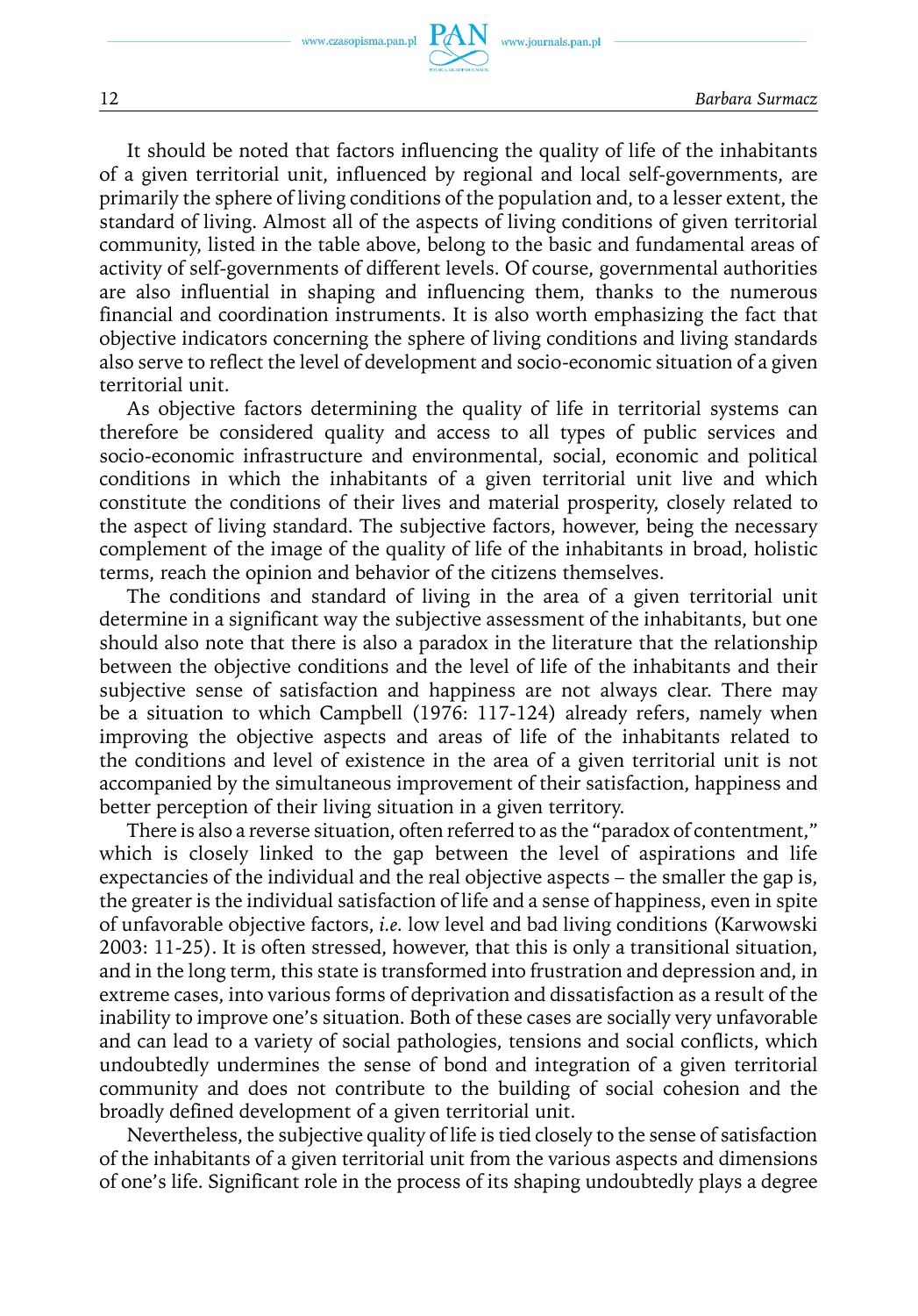It should be noted that factors influencing the quality of life of the inhabitants of a given territorial unit, influenced by regional and local self-governments, are primarily the sphere of living conditions of the population and, to a lesser extent, the standard of living. Almost all of the aspects of living conditions of given territorial community, listed in the table above, belong to the basic and fundamental areas of activity of self-governments of different levels. Of course, governmental authorities are also influential in shaping and influencing them, thanks to the numerous financial and coordination instruments. It is also worth emphasizing the fact that objective indicators concerning the sphere of living conditions and living standards also serve to reflect the level of development and socio-economic situation of a given territorial unit.

As objective factors determining the quality of life in territorial systems can therefore be considered quality and access to all types of public services and socio-economic infrastructure and environmental, social, economic and political conditions in which the inhabitants of a given territorial unit live and which constitute the conditions of their lives and material prosperity, closely related to the aspect of living standard. The subjective factors, however, being the necessary complement of the image of the quality of life of the inhabitants in broad, holistic terms, reach the opinion and behavior of the citizens themselves.

The conditions and standard of living in the area of a given territorial unit determine in a significant way the subjective assessment of the inhabitants, but one should also note that there is also a paradox in the literature that the relationship between the objective conditions and the level of life of the inhabitants and their subjective sense of satisfaction and happiness are not always clear. There may be a situation to which Campbell (1976: 117-124) already refers, namely when improving the objective aspects and areas of life of the inhabitants related to the conditions and level of existence in the area of a given territorial unit is not accompanied by the simultaneous improvement of their satisfaction, happiness and better perception of their living situation in a given territory.

There is also a reverse situation, often referred to as the "paradox of contentment," which is closely linked to the gap between the level of aspirations and life expectancies of the individual and the real objective aspects – the smaller the gap is, the greater is the individual satisfaction of life and a sense of happiness, even in spite of unfavorable objective factors, *i.e.* low level and bad living conditions (Karwowski 2003: 11-25). It is often stressed, however, that this is only a transitional situation, and in the long term, this state is transformed into frustration and depression and, in extreme cases, into various forms of deprivation and dissatisfaction as a result of the inability to improve one's situation. Both of these cases are socially very unfavorable and can lead to a variety of social pathologies, tensions and social conflicts, which undoubtedly undermines the sense of bond and integration of a given territorial community and does not contribute to the building of social cohesion and the broadly defined development of a given territorial unit.

Nevertheless, the subjective quality of life is tied closely to the sense of satisfaction of the inhabitants of a given territorial unit from the various aspects and dimensions of one's life. Significant role in the process of its shaping undoubtedly plays a degree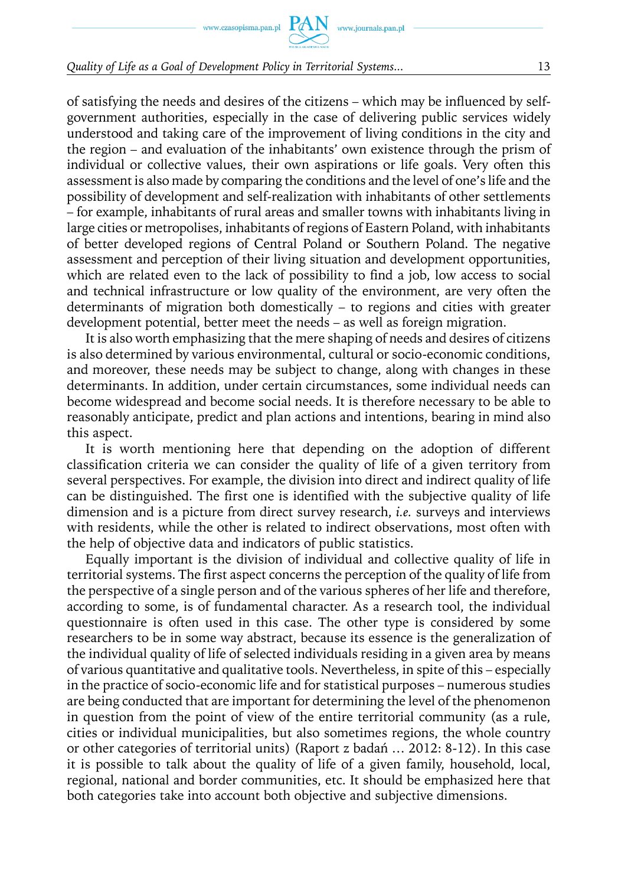of satisfying the needs and desires of the citizens – which may be influenced by self-government authorities, especially in the case of delivering public services widely understood and taking care of the improvement of living conditions in the city and the region – and evaluation of the inhabitants' own existence through the prism of individual or collective values, their own aspirations or life goals. Very often this assessment is also made by comparing the conditions and the level of one's life and the possibility of development and self-realization with inhabitants of other settlements – for example, inhabitants of rural areas and smaller towns with inhabitants living in large cities or metropolises, inhabitants of regions of Eastern Poland, with inhabitants of better developed regions of Central Poland or Southern Poland. The negative assessment and perception of their living situation and development opportunities, which are related even to the lack of possibility to find a job, low access to social and technical infrastructure or low quality of the environment, are very often the determinants of migration both domestically – to regions and cities with greater development potential, better meet the needs – as well as foreign migration.

It is also worth emphasizing that the mere shaping of needs and desires of citizens is also determined by various environmental, cultural or socio-economic conditions, and moreover, these needs may be subject to change, along with changes in these determinants. In addition, under certain circumstances, some individual needs can become widespread and become social needs. It is therefore necessary to be able to reasonably anticipate, predict and plan actions and intentions, bearing in mind also this aspect.

It is worth mentioning here that depending on the adoption of different classification criteria we can consider the quality of life of a given territory from several perspectives. For example, the division into direct and indirect quality of life can be distinguished. The first one is identified with the subjective quality of life dimension and is a picture from direct survey research, *i.e.* surveys and interviews with residents, while the other is related to indirect observations, most often with the help of objective data and indicators of public statistics.

Equally important is the division of individual and collective quality of life in territorial systems. The first aspect concerns the perception of the quality of life from the perspective of a single person and of the various spheres of her life and therefore, according to some, is of fundamental character. As a research tool, the individual questionnaire is often used in this case. The other type is considered by some researchers to be in some way abstract, because its essence is the generalization of the individual quality of life of selected individuals residing in a given area by means of various quantitative and qualitative tools. Nevertheless, in spite of this – especially in the practice of socio-economic life and for statistical purposes – numerous studies are being conducted that are important for determining the level of the phenomenon in question from the point of view of the entire territorial community (as a rule, cities or individual municipalities, but also sometimes regions, the whole country or other categories of territorial units) (Raport z badań … 2012: 8-12). In this case it is possible to talk about the quality of life of a given family, household, local, regional, national and border communities, etc. It should be emphasized here that both categories take into account both objective and subjective dimensions.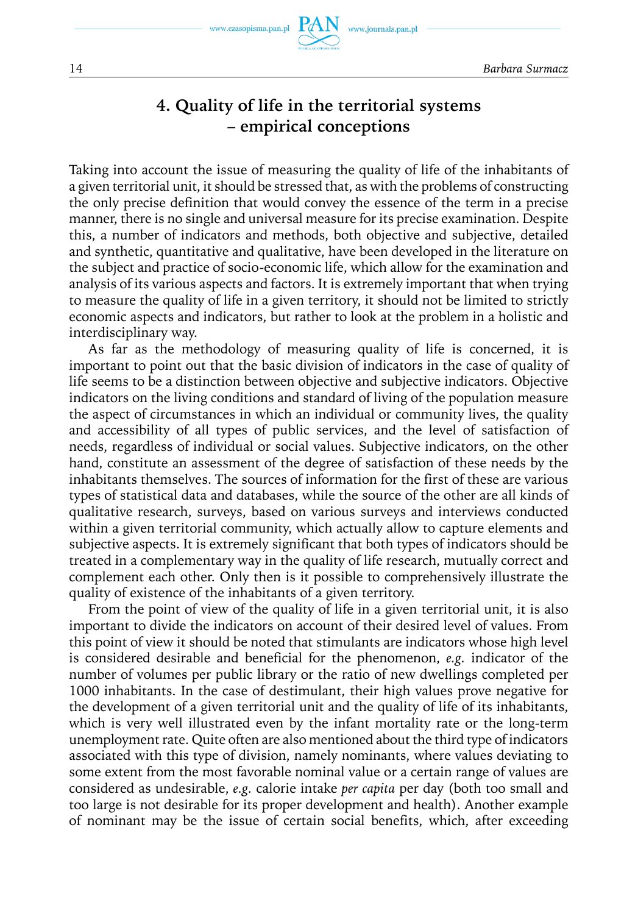## 4. Quality of life in the territorial systems – empirical conceptions

Taking into account the issue of measuring the quality of life of the inhabitants of a given territorial unit, it should be stressed that, as with the problems of constructing the only precise definition that would convey the essence of the term in a precise manner, there is no single and universal measure for its precise examination. Despite this, a number of indicators and methods, both objective and subjective, detailed and synthetic, quantitative and qualitative, have been developed in the literature on the subject and practice of socio-economic life, which allow for the examination and analysis of its various aspects and factors. It is extremely important that when trying to measure the quality of life in a given territory, it should not be limited to strictly economic aspects and indicators, but rather to look at the problem in a holistic and interdisciplinary way.

As far as the methodology of measuring quality of life is concerned, it is important to point out that the basic division of indicators in the case of quality of life seems to be a distinction between objective and subjective indicators. Objective indicators on the living conditions and standard of living of the population measure the aspect of circumstances in which an individual or community lives, the quality and accessibility of all types of public services, and the level of satisfaction of needs, regardless of individual or social values. Subjective indicators, on the other hand, constitute an assessment of the degree of satisfaction of these needs by the inhabitants themselves. The sources of information for the first of these are various types of statistical data and databases, while the source of the other are all kinds of qualitative research, surveys, based on various surveys and interviews conducted within a given territorial community, which actually allow to capture elements and subjective aspects. It is extremely significant that both types of indicators should be treated in a complementary way in the quality of life research, mutually correct and complement each other. Only then is it possible to comprehensively illustrate the quality of existence of the inhabitants of a given territory.

From the point of view of the quality of life in a given territorial unit, it is also important to divide the indicators on account of their desired level of values. From this point of view it should be noted that stimulants are indicators whose high level is considered desirable and beneficial for the phenomenon, *e.g.* indicator of the number of volumes per public library or the ratio of new dwellings completed per 1000 inhabitants. In the case of destimulant, their high values prove negative for the development of a given territorial unit and the quality of life of its inhabitants, which is very well illustrated even by the infant mortality rate or the long-term unemployment rate. Quite often are also mentioned about the third type of indicators associated with this type of division, namely nominants, where values deviating to some extent from the most favorable nominal value or a certain range of values are considered as undesirable, *e.g.* calorie intake *per capita* per day (both too small and too large is not desirable for its proper development and health). Another example of nominant may be the issue of certain social benefits, which, after exceeding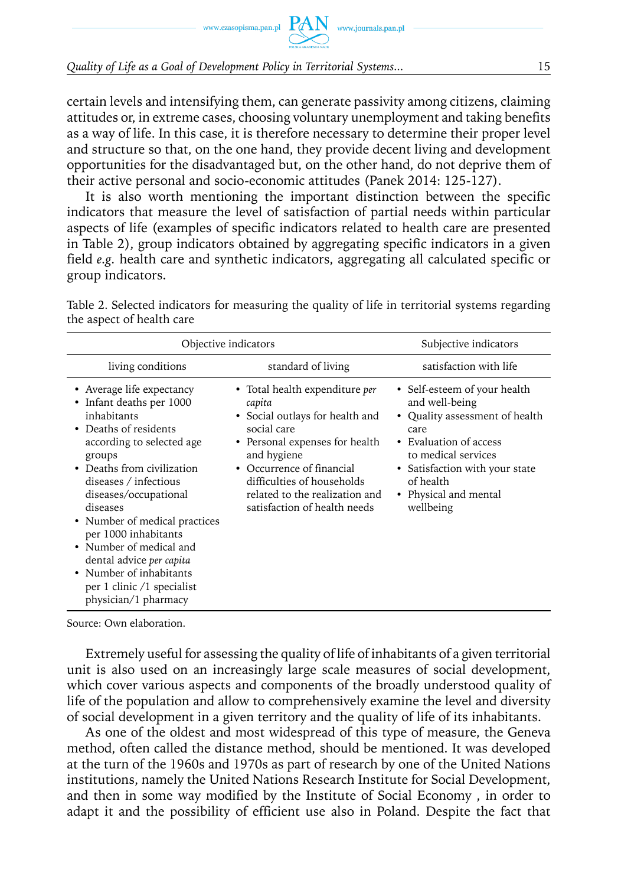certain levels and intensifying them, can generate passivity among citizens, claiming attitudes or, in extreme cases, choosing voluntary unemployment and taking benefits as a way of life. In this case, it is therefore necessary to determine their proper level and structure so that, on the one hand, they provide decent living and development opportunities for the disadvantaged but, on the other hand, do not deprive them of their active personal and socio-economic attitudes (Panek 2014: 125-127).

It is also worth mentioning the important distinction between the specific indicators that measure the level of satisfaction of partial needs within particular aspects of life (examples of specific indicators related to health care are presented in Table 2), group indicators obtained by aggregating specific indicators in a given field *e.g.* health care and synthetic indicators, aggregating all calculated specific or group indicators.

Table 2. Selected indicators for measuring the quality of life in territorial systems regarding the aspect of health care

| Objective indicators | | Subjective indicators |
|---|---|---|
| living conditions | standard of living | satisfaction with life |
| • Average life expectancy<br>• Infant deaths per 1000 inhabitants<br>• Deaths of residents according to selected age groups<br>• Deaths from civilization diseases / infectious diseases/occupational diseases<br>• Number of medical practices per 1000 inhabitants<br>• Number of medical and dental advice *per capita*<br>• Number of inhabitants per 1 clinic /1 specialist physician/1 pharmacy | • Total health expenditure *per capita*<br>• Social outlays for health and social care<br>• Personal expenses for health and hygiene<br>• Occurrence of financial difficulties of households related to the realization and satisfaction of health needs | • Self-esteem of your health and well-being<br>• Quality assessment of health care<br>• Evaluation of access to medical services<br>• Satisfaction with your state of health<br>• Physical and mental wellbeing |

Source: Own elaboration.

Extremely useful for assessing the quality of life of inhabitants of a given territorial unit is also used on an increasingly large scale measures of social development, which cover various aspects and components of the broadly understood quality of life of the population and allow to comprehensively examine the level and diversity of social development in a given territory and the quality of life of its inhabitants.

As one of the oldest and most widespread of this type of measure, the Geneva method, often called the distance method, should be mentioned. It was developed at the turn of the 1960s and 1970s as part of research by one of the United Nations institutions, namely the United Nations Research Institute for Social Development, and then in some way modified by the Institute of Social Economy , in order to adapt it and the possibility of efficient use also in Poland. Despite the fact that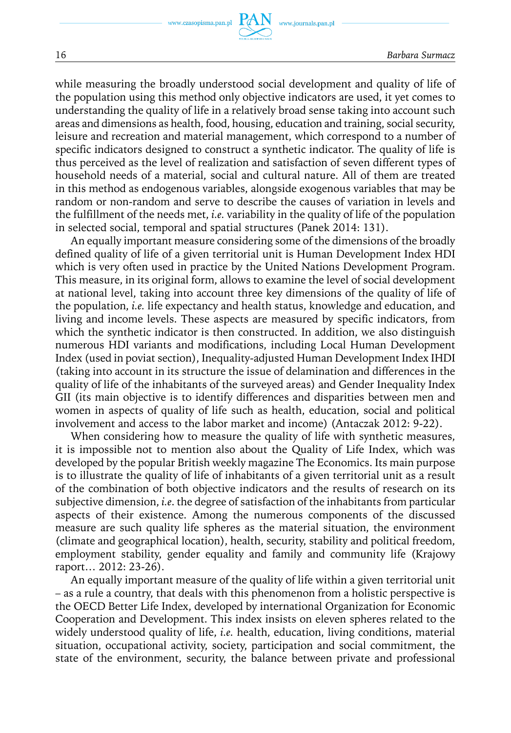while measuring the broadly understood social development and quality of life of the population using this method only objective indicators are used, it yet comes to understanding the quality of life in a relatively broad sense taking into account such areas and dimensions as health, food, housing, education and training, social security, leisure and recreation and material management, which correspond to a number of specific indicators designed to construct a synthetic indicator. The quality of life is thus perceived as the level of realization and satisfaction of seven different types of household needs of a material, social and cultural nature. All of them are treated in this method as endogenous variables, alongside exogenous variables that may be random or non-random and serve to describe the causes of variation in levels and the fulfillment of the needs met, *i.e.* variability in the quality of life of the population in selected social, temporal and spatial structures (Panek 2014: 131).

An equally important measure considering some of the dimensions of the broadly defined quality of life of a given territorial unit is Human Development Index HDI which is very often used in practice by the United Nations Development Program. This measure, in its original form, allows to examine the level of social development at national level, taking into account three key dimensions of the quality of life of the population, *i.e.* life expectancy and health status, knowledge and education, and living and income levels. These aspects are measured by specific indicators, from which the synthetic indicator is then constructed. In addition, we also distinguish numerous HDI variants and modifications, including Local Human Development Index (used in poviat section), Inequality-adjusted Human Development Index IHDI (taking into account in its structure the issue of delamination and differences in the quality of life of the inhabitants of the surveyed areas) and Gender Inequality Index GII (its main objective is to identify differences and disparities between men and women in aspects of quality of life such as health, education, social and political involvement and access to the labor market and income) (Antaczak 2012: 9-22).

When considering how to measure the quality of life with synthetic measures, it is impossible not to mention also about the Quality of Life Index, which was developed by the popular British weekly magazine The Economics. Its main purpose is to illustrate the quality of life of inhabitants of a given territorial unit as a result of the combination of both objective indicators and the results of research on its subjective dimension, *i.e.* the degree of satisfaction of the inhabitants from particular aspects of their existence. Among the numerous components of the discussed measure are such quality life spheres as the material situation, the environment (climate and geographical location), health, security, stability and political freedom, employment stability, gender equality and family and community life (Krajowy raport… 2012: 23-26).

An equally important measure of the quality of life within a given territorial unit – as a rule a country, that deals with this phenomenon from a holistic perspective is the OECD Better Life Index, developed by international Organization for Economic Cooperation and Development. This index insists on eleven spheres related to the widely understood quality of life, *i.e.* health, education, living conditions, material situation, occupational activity, society, participation and social commitment, the state of the environment, security, the balance between private and professional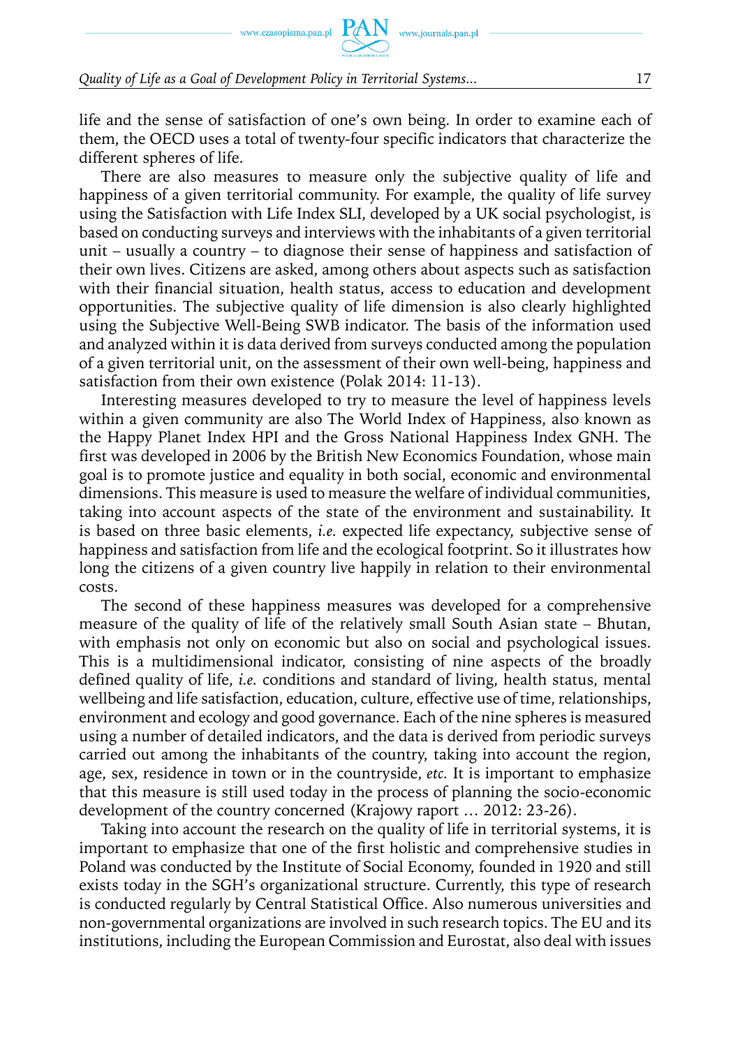life and the sense of satisfaction of one's own being. In order to examine each of them, the OECD uses a total of twenty-four specific indicators that characterize the different spheres of life.

There are also measures to measure only the subjective quality of life and happiness of a given territorial community. For example, the quality of life survey using the Satisfaction with Life Index SLI, developed by a UK social psychologist, is based on conducting surveys and interviews with the inhabitants of a given territorial unit – usually a country – to diagnose their sense of happiness and satisfaction of their own lives. Citizens are asked, among others about aspects such as satisfaction with their financial situation, health status, access to education and development opportunities. The subjective quality of life dimension is also clearly highlighted using the Subjective Well-Being SWB indicator. The basis of the information used and analyzed within it is data derived from surveys conducted among the population of a given territorial unit, on the assessment of their own well-being, happiness and satisfaction from their own existence (Polak 2014: 11-13).

Interesting measures developed to try to measure the level of happiness levels within a given community are also The World Index of Happiness, also known as the Happy Planet Index HPI and the Gross National Happiness Index GNH. The first was developed in 2006 by the British New Economics Foundation, whose main goal is to promote justice and equality in both social, economic and environmental dimensions. This measure is used to measure the welfare of individual communities, taking into account aspects of the state of the environment and sustainability. It is based on three basic elements, *i.e.* expected life expectancy, subjective sense of happiness and satisfaction from life and the ecological footprint. So it illustrates how long the citizens of a given country live happily in relation to their environmental costs.

The second of these happiness measures was developed for a comprehensive measure of the quality of life of the relatively small South Asian state – Bhutan, with emphasis not only on economic but also on social and psychological issues. This is a multidimensional indicator, consisting of nine aspects of the broadly defined quality of life, *i.e.* conditions and standard of living, health status, mental wellbeing and life satisfaction, education, culture, effective use of time, relationships, environment and ecology and good governance. Each of the nine spheres is measured using a number of detailed indicators, and the data is derived from periodic surveys carried out among the inhabitants of the country, taking into account the region, age, sex, residence in town or in the countryside, *etc.* It is important to emphasize that this measure is still used today in the process of planning the socio-economic development of the country concerned (Krajowy raport … 2012: 23-26).

Taking into account the research on the quality of life in territorial systems, it is important to emphasize that one of the first holistic and comprehensive studies in Poland was conducted by the Institute of Social Economy, founded in 1920 and still exists today in the SGH's organizational structure. Currently, this type of research is conducted regularly by Central Statistical Office. Also numerous universities and non-governmental organizations are involved in such research topics. The EU and its institutions, including the European Commission and Eurostat, also deal with issues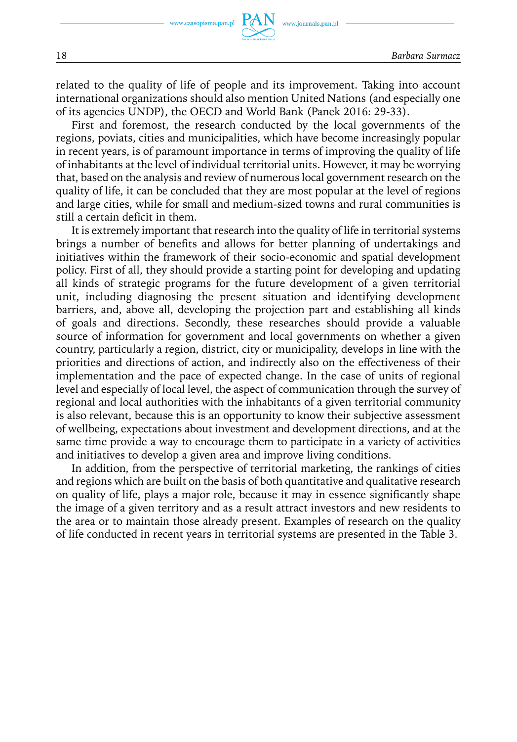related to the quality of life of people and its improvement. Taking into account international organizations should also mention United Nations (and especially one of its agencies UNDP), the OECD and World Bank (Panek 2016: 29-33).

First and foremost, the research conducted by the local governments of the regions, poviats, cities and municipalities, which have become increasingly popular in recent years, is of paramount importance in terms of improving the quality of life of inhabitants at the level of individual territorial units. However, it may be worrying that, based on the analysis and review of numerous local government research on the quality of life, it can be concluded that they are most popular at the level of regions and large cities, while for small and medium-sized towns and rural communities is still a certain deficit in them.

It is extremely important that research into the quality of life in territorial systems brings a number of benefits and allows for better planning of undertakings and initiatives within the framework of their socio-economic and spatial development policy. First of all, they should provide a starting point for developing and updating all kinds of strategic programs for the future development of a given territorial unit, including diagnosing the present situation and identifying development barriers, and, above all, developing the projection part and establishing all kinds of goals and directions. Secondly, these researches should provide a valuable source of information for government and local governments on whether a given country, particularly a region, district, city or municipality, develops in line with the priorities and directions of action, and indirectly also on the effectiveness of their implementation and the pace of expected change. In the case of units of regional level and especially of local level, the aspect of communication through the survey of regional and local authorities with the inhabitants of a given territorial community is also relevant, because this is an opportunity to know their subjective assessment of wellbeing, expectations about investment and development directions, and at the same time provide a way to encourage them to participate in a variety of activities and initiatives to develop a given area and improve living conditions.

In addition, from the perspective of territorial marketing, the rankings of cities and regions which are built on the basis of both quantitative and qualitative research on quality of life, plays a major role, because it may in essence significantly shape the image of a given territory and as a result attract investors and new residents to the area or to maintain those already present. Examples of research on the quality of life conducted in recent years in territorial systems are presented in the Table 3.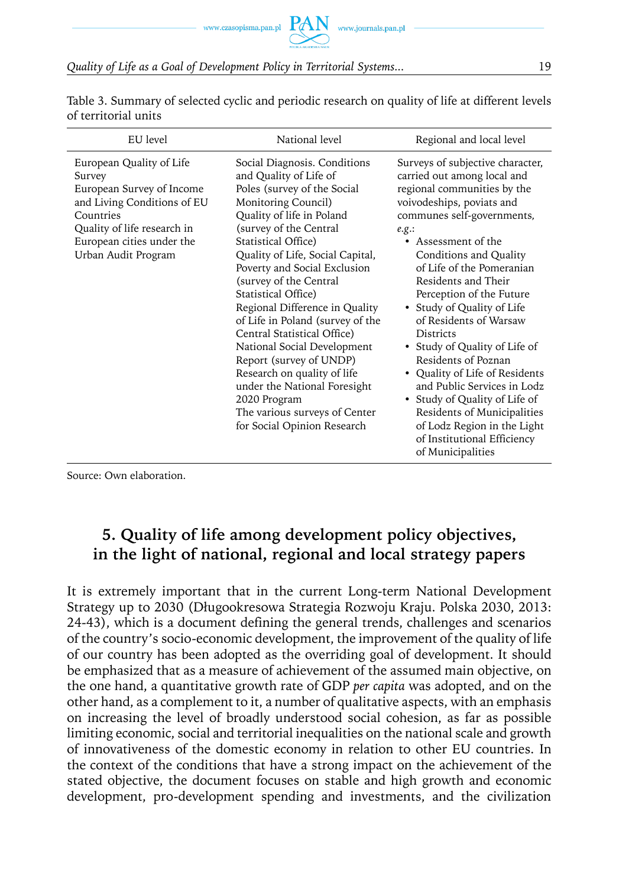Table 3. Summary of selected cyclic and periodic research on quality of life at different levels of territorial units

| EU level | National level | Regional and local level |
|---|---|---|
| European Quality of Life Survey<br>European Survey of Income and Living Conditions of EU Countries<br>Quality of life research in European cities under the Urban Audit Program | Social Diagnosis. Conditions and Quality of Life of Poles (survey of the Social Monitoring Council)<br>Quality of life in Poland (survey of the Central Statistical Office)<br>Quality of Life, Social Capital, Poverty and Social Exclusion (survey of the Central Statistical Office)<br>Regional Difference in Quality of Life in Poland (survey of the Central Statistical Office)<br>National Social Development Report (survey of UNDP)<br>Research on quality of life under the National Foresight 2020 Program<br>The various surveys of Center for Social Opinion Research | Surveys of subjective character, carried out among local and regional communities by the voivodeships, poviats and communes self-governments, *e.g.*:<br>• Assessment of the Conditions and Quality of Life of the Pomeranian Residents and Their Perception of the Future<br>• Study of Quality of Life of Residents of Warsaw Districts<br>• Study of Quality of Life of Residents of Poznan<br>• Quality of Life of Residents and Public Services in Lodz<br>• Study of Quality of Life of Residents of Municipalities of Lodz Region in the Light of Institutional Efficiency of Municipalities |

Source: Own elaboration.

## 5. Quality of life among development policy objectives, in the light of national, regional and local strategy papers

It is extremely important that in the current Long-term National Development Strategy up to 2030 (Długookresowa Strategia Rozwoju Kraju. Polska 2030, 2013: 24-43), which is a document defining the general trends, challenges and scenarios of the country's socio-economic development, the improvement of the quality of life of our country has been adopted as the overriding goal of development. It should be emphasized that as a measure of achievement of the assumed main objective, on the one hand, a quantitative growth rate of GDP *per capita* was adopted, and on the other hand, as a complement to it, a number of qualitative aspects, with an emphasis on increasing the level of broadly understood social cohesion, as far as possible limiting economic, social and territorial inequalities on the national scale and growth of innovativeness of the domestic economy in relation to other EU countries. In the context of the conditions that have a strong impact on the achievement of the stated objective, the document focuses on stable and high growth and economic development, pro-development spending and investments, and the civilization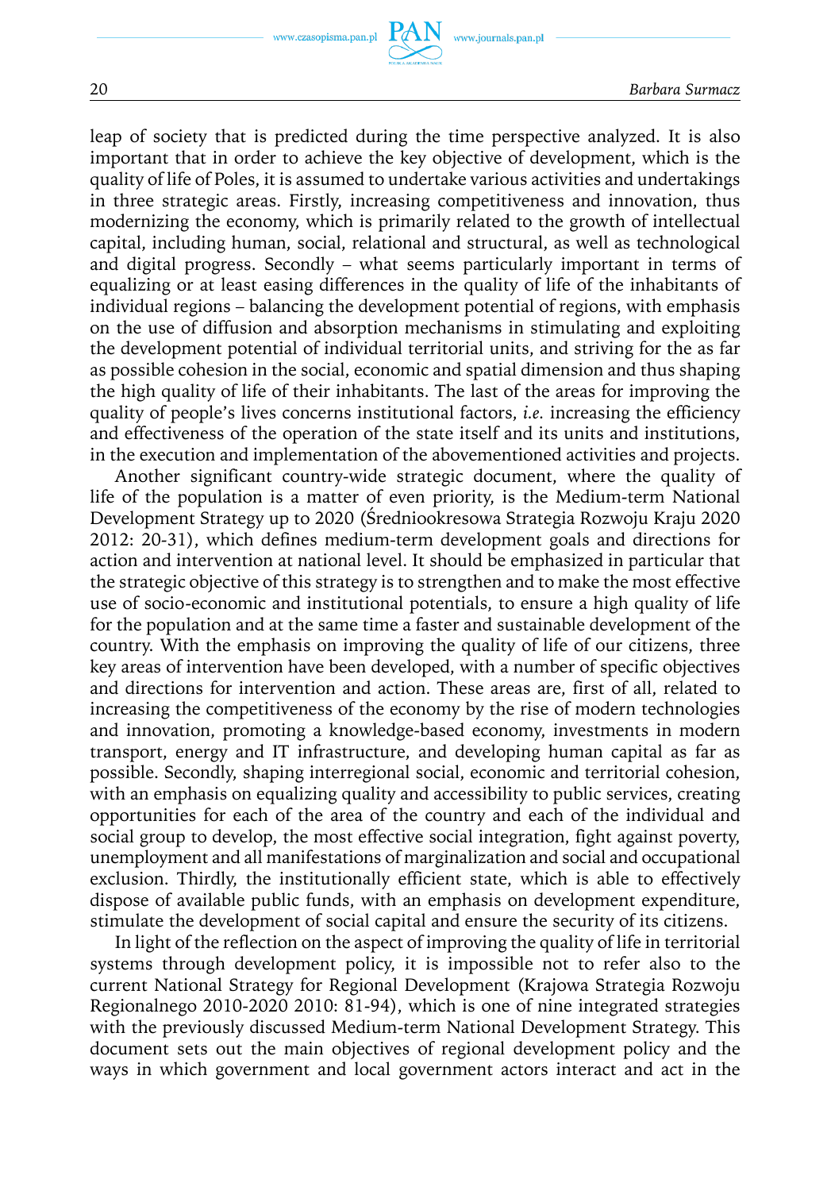leap of society that is predicted during the time perspective analyzed. It is also important that in order to achieve the key objective of development, which is the quality of life of Poles, it is assumed to undertake various activities and undertakings in three strategic areas. Firstly, increasing competitiveness and innovation, thus modernizing the economy, which is primarily related to the growth of intellectual capital, including human, social, relational and structural, as well as technological and digital progress. Secondly – what seems particularly important in terms of equalizing or at least easing differences in the quality of life of the inhabitants of individual regions – balancing the development potential of regions, with emphasis on the use of diffusion and absorption mechanisms in stimulating and exploiting the development potential of individual territorial units, and striving for the as far as possible cohesion in the social, economic and spatial dimension and thus shaping the high quality of life of their inhabitants. The last of the areas for improving the quality of people's lives concerns institutional factors, *i.e.* increasing the efficiency and effectiveness of the operation of the state itself and its units and institutions, in the execution and implementation of the abovementioned activities and projects.

Another significant country-wide strategic document, where the quality of life of the population is a matter of even priority, is the Medium-term National Development Strategy up to 2020 (Średniookresowa Strategia Rozwoju Kraju 2020 2012: 20-31), which defines medium-term development goals and directions for action and intervention at national level. It should be emphasized in particular that the strategic objective of this strategy is to strengthen and to make the most effective use of socio-economic and institutional potentials, to ensure a high quality of life for the population and at the same time a faster and sustainable development of the country. With the emphasis on improving the quality of life of our citizens, three key areas of intervention have been developed, with a number of specific objectives and directions for intervention and action. These areas are, first of all, related to increasing the competitiveness of the economy by the rise of modern technologies and innovation, promoting a knowledge-based economy, investments in modern transport, energy and IT infrastructure, and developing human capital as far as possible. Secondly, shaping interregional social, economic and territorial cohesion, with an emphasis on equalizing quality and accessibility to public services, creating opportunities for each of the area of the country and each of the individual and social group to develop, the most effective social integration, fight against poverty, unemployment and all manifestations of marginalization and social and occupational exclusion. Thirdly, the institutionally efficient state, which is able to effectively dispose of available public funds, with an emphasis on development expenditure, stimulate the development of social capital and ensure the security of its citizens.

In light of the reflection on the aspect of improving the quality of life in territorial systems through development policy, it is impossible not to refer also to the current National Strategy for Regional Development (Krajowa Strategia Rozwoju Regionalnego 2010-2020 2010: 81-94), which is one of nine integrated strategies with the previously discussed Medium-term National Development Strategy. This document sets out the main objectives of regional development policy and the ways in which government and local government actors interact and act in the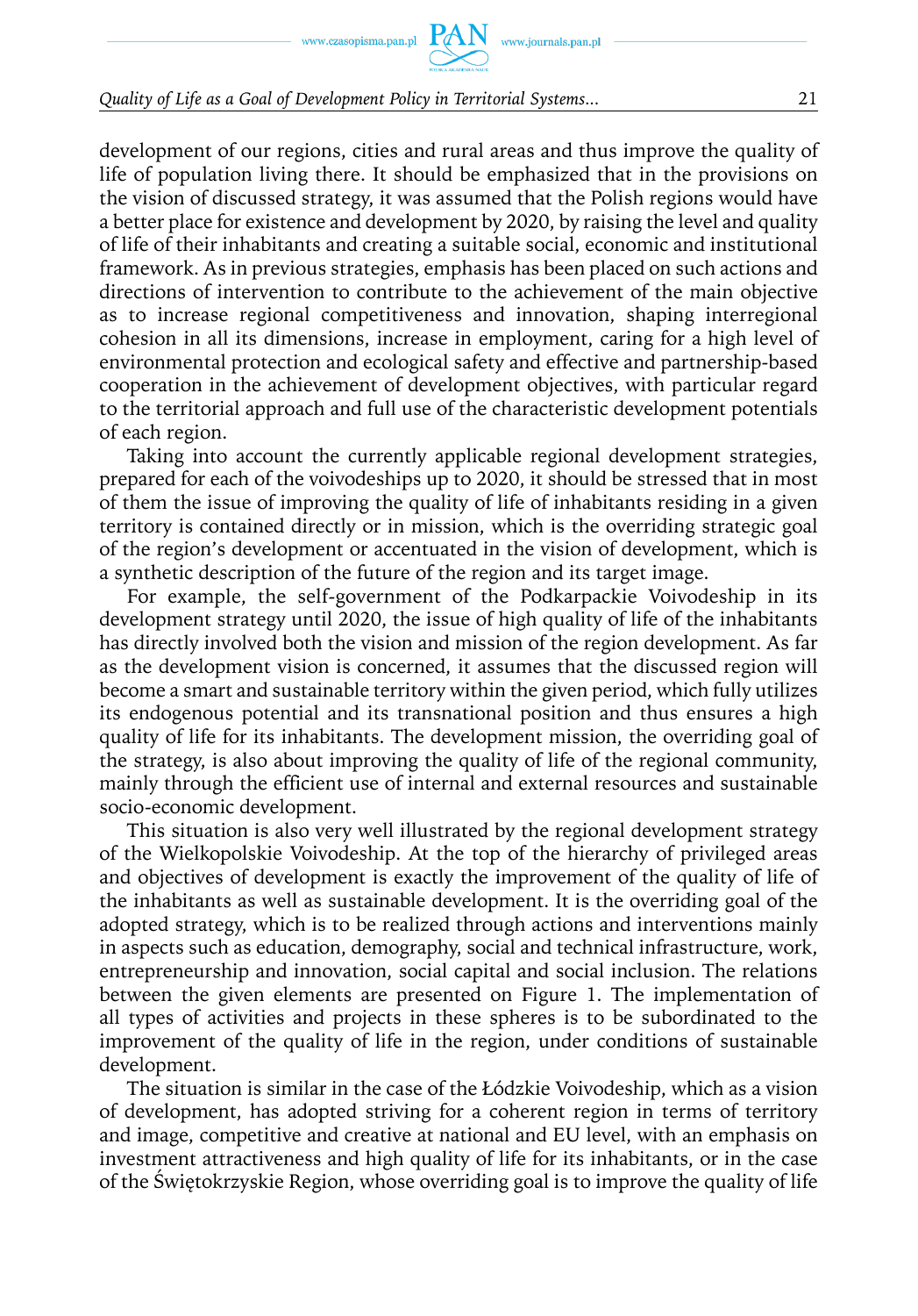development of our regions, cities and rural areas and thus improve the quality of life of population living there. It should be emphasized that in the provisions on the vision of discussed strategy, it was assumed that the Polish regions would have a better place for existence and development by 2020, by raising the level and quality of life of their inhabitants and creating a suitable social, economic and institutional framework. As in previous strategies, emphasis has been placed on such actions and directions of intervention to contribute to the achievement of the main objective as to increase regional competitiveness and innovation, shaping interregional cohesion in all its dimensions, increase in employment, caring for a high level of environmental protection and ecological safety and effective and partnership-based cooperation in the achievement of development objectives, with particular regard to the territorial approach and full use of the characteristic development potentials of each region.

Taking into account the currently applicable regional development strategies, prepared for each of the voivodeships up to 2020, it should be stressed that in most of them the issue of improving the quality of life of inhabitants residing in a given territory is contained directly or in mission, which is the overriding strategic goal of the region's development or accentuated in the vision of development, which is a synthetic description of the future of the region and its target image.

For example, the self-government of the Podkarpackie Voivodeship in its development strategy until 2020, the issue of high quality of life of the inhabitants has directly involved both the vision and mission of the region development. As far as the development vision is concerned, it assumes that the discussed region will become a smart and sustainable territory within the given period, which fully utilizes its endogenous potential and its transnational position and thus ensures a high quality of life for its inhabitants. The development mission, the overriding goal of the strategy, is also about improving the quality of life of the regional community, mainly through the efficient use of internal and external resources and sustainable socio-economic development.

This situation is also very well illustrated by the regional development strategy of the Wielkopolskie Voivodeship. At the top of the hierarchy of privileged areas and objectives of development is exactly the improvement of the quality of life of the inhabitants as well as sustainable development. It is the overriding goal of the adopted strategy, which is to be realized through actions and interventions mainly in aspects such as education, demography, social and technical infrastructure, work, entrepreneurship and innovation, social capital and social inclusion. The relations between the given elements are presented on Figure 1. The implementation of all types of activities and projects in these spheres is to be subordinated to the improvement of the quality of life in the region, under conditions of sustainable development.

The situation is similar in the case of the Łódzkie Voivodeship, which as a vision of development, has adopted striving for a coherent region in terms of territory and image, competitive and creative at national and EU level, with an emphasis on investment attractiveness and high quality of life for its inhabitants, or in the case of the Świętokrzyskie Region, whose overriding goal is to improve the quality of life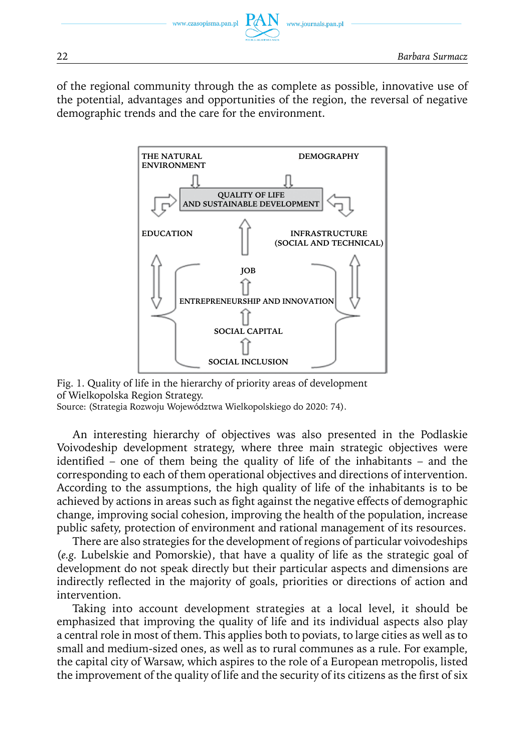of the regional community through the as complete as possible, innovative use of the potential, advantages and opportunities of the region, the reversal of negative demographic trends and the care for the environment.

THE NATURAL ENVIRONMENT

DEMOGRAPHY

QUALITY OF LIFE AND SUSTAINABLE DEVELOPMENT

EDUCATION

INFRASTRUCTURE (SOCIAL AND TECHNICAL)

JOB

ENTREPRENEURSHIP AND INNOVATION

SOCIAL CAPITAL

SOCIAL INCLUSION

Fig. 1. Quality of life in the hierarchy of priority areas of development of Wielkopolska Region Strategy.
Source: (Strategia Rozwoju Województwa Wielkopolskiego do 2020: 74).

An interesting hierarchy of objectives was also presented in the Podlaskie Voivodeship development strategy, where three main strategic objectives were identified – one of them being the quality of life of the inhabitants – and the corresponding to each of them operational objectives and directions of intervention. According to the assumptions, the high quality of life of the inhabitants is to be achieved by actions in areas such as fight against the negative effects of demographic change, improving social cohesion, improving the health of the population, increase public safety, protection of environment and rational management of its resources.

There are also strategies for the development of regions of particular voivodeships (*e.g.* Lubelskie and Pomorskie), that have a quality of life as the strategic goal of development do not speak directly but their particular aspects and dimensions are indirectly reflected in the majority of goals, priorities or directions of action and intervention.

Taking into account development strategies at a local level, it should be emphasized that improving the quality of life and its individual aspects also play a central role in most of them. This applies both to poviats, to large cities as well as to small and medium-sized ones, as well as to rural communes as a rule. For example, the capital city of Warsaw, which aspires to the role of a European metropolis, listed the improvement of the quality of life and the security of its citizens as the first of six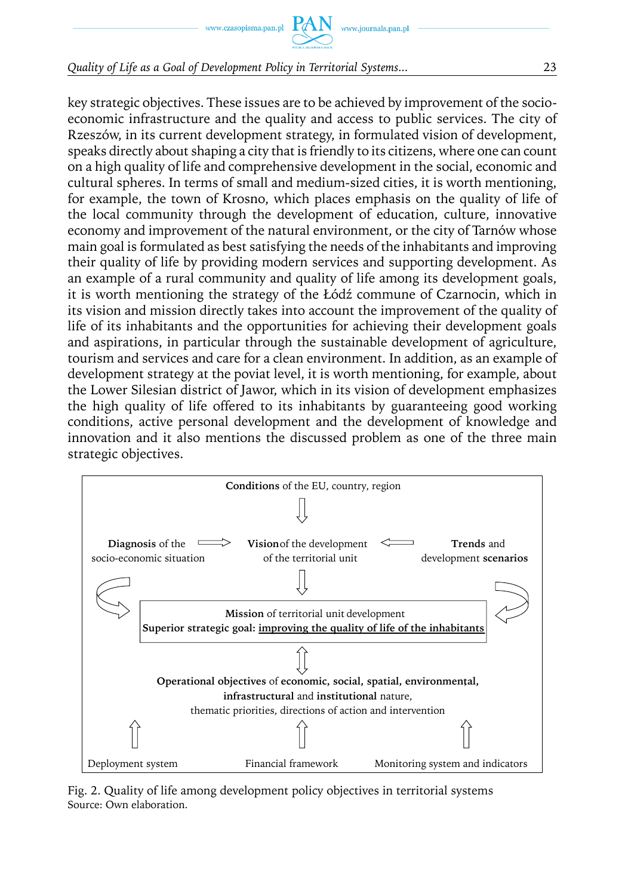key strategic objectives. These issues are to be achieved by improvement of the socio-economic infrastructure and the quality and access to public services. The city of Rzeszów, in its current development strategy, in formulated vision of development, speaks directly about shaping a city that is friendly to its citizens, where one can count on a high quality of life and comprehensive development in the social, economic and cultural spheres. In terms of small and medium-sized cities, it is worth mentioning, for example, the town of Krosno, which places emphasis on the quality of life of the local community through the development of education, culture, innovative economy and improvement of the natural environment, or the city of Tarnów whose main goal is formulated as best satisfying the needs of the inhabitants and improving their quality of life by providing modern services and supporting development. As an example of a rural community and quality of life among its development goals, it is worth mentioning the strategy of the Łódź commune of Czarnocin, which in its vision and mission directly takes into account the improvement of the quality of life of its inhabitants and the opportunities for achieving their development goals and aspirations, in particular through the sustainable development of agriculture, tourism and services and care for a clean environment. In addition, as an example of development strategy at the poviat level, it is worth mentioning, for example, about the Lower Silesian district of Jawor, which in its vision of development emphasizes the high quality of life offered to its inhabitants by guaranteeing good working conditions, active personal development and the development of knowledge and innovation and it also mentions the discussed problem as one of the three main strategic objectives.

**Conditions** of the EU, country, region

↓

**Diagnosis** of the socio-economic situation → **Vision** of the development of the territorial unit ← **Trends** and development **scenarios**

↓

**Mission** of territorial unit development
**Superior strategic goal:** improving the quality of life of the inhabitants

↕

**Operational objectives** of **economic, social, spatial, environmental, infrastructural** and **institutional** nature, thematic priorities, directions of action and intervention

↑ ↑ ↑

Deployment system | Financial framework | Monitoring system and indicators

Fig. 2. Quality of life among development policy objectives in territorial systems
Source: Own elaboration.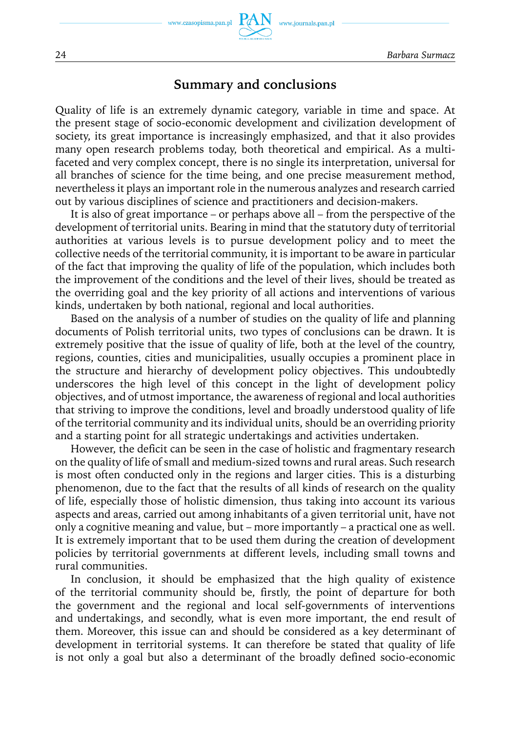## Summary and conclusions

Quality of life is an extremely dynamic category, variable in time and space. At the present stage of socio-economic development and civilization development of society, its great importance is increasingly emphasized, and that it also provides many open research problems today, both theoretical and empirical. As a multi-faceted and very complex concept, there is no single its interpretation, universal for all branches of science for the time being, and one precise measurement method, nevertheless it plays an important role in the numerous analyzes and research carried out by various disciplines of science and practitioners and decision-makers.

It is also of great importance – or perhaps above all – from the perspective of the development of territorial units. Bearing in mind that the statutory duty of territorial authorities at various levels is to pursue development policy and to meet the collective needs of the territorial community, it is important to be aware in particular of the fact that improving the quality of life of the population, which includes both the improvement of the conditions and the level of their lives, should be treated as the overriding goal and the key priority of all actions and interventions of various kinds, undertaken by both national, regional and local authorities.

Based on the analysis of a number of studies on the quality of life and planning documents of Polish territorial units, two types of conclusions can be drawn. It is extremely positive that the issue of quality of life, both at the level of the country, regions, counties, cities and municipalities, usually occupies a prominent place in the structure and hierarchy of development policy objectives. This undoubtedly underscores the high level of this concept in the light of development policy objectives, and of utmost importance, the awareness of regional and local authorities that striving to improve the conditions, level and broadly understood quality of life of the territorial community and its individual units, should be an overriding priority and a starting point for all strategic undertakings and activities undertaken.

However, the deficit can be seen in the case of holistic and fragmentary research on the quality of life of small and medium-sized towns and rural areas. Such research is most often conducted only in the regions and larger cities. This is a disturbing phenomenon, due to the fact that the results of all kinds of research on the quality of life, especially those of holistic dimension, thus taking into account its various aspects and areas, carried out among inhabitants of a given territorial unit, have not only a cognitive meaning and value, but – more importantly – a practical one as well. It is extremely important that to be used them during the creation of development policies by territorial governments at different levels, including small towns and rural communities.

In conclusion, it should be emphasized that the high quality of existence of the territorial community should be, firstly, the point of departure for both the government and the regional and local self-governments of interventions and undertakings, and secondly, what is even more important, the end result of them. Moreover, this issue can and should be considered as a key determinant of development in territorial systems. It can therefore be stated that quality of life is not only a goal but also a determinant of the broadly defined socio-economic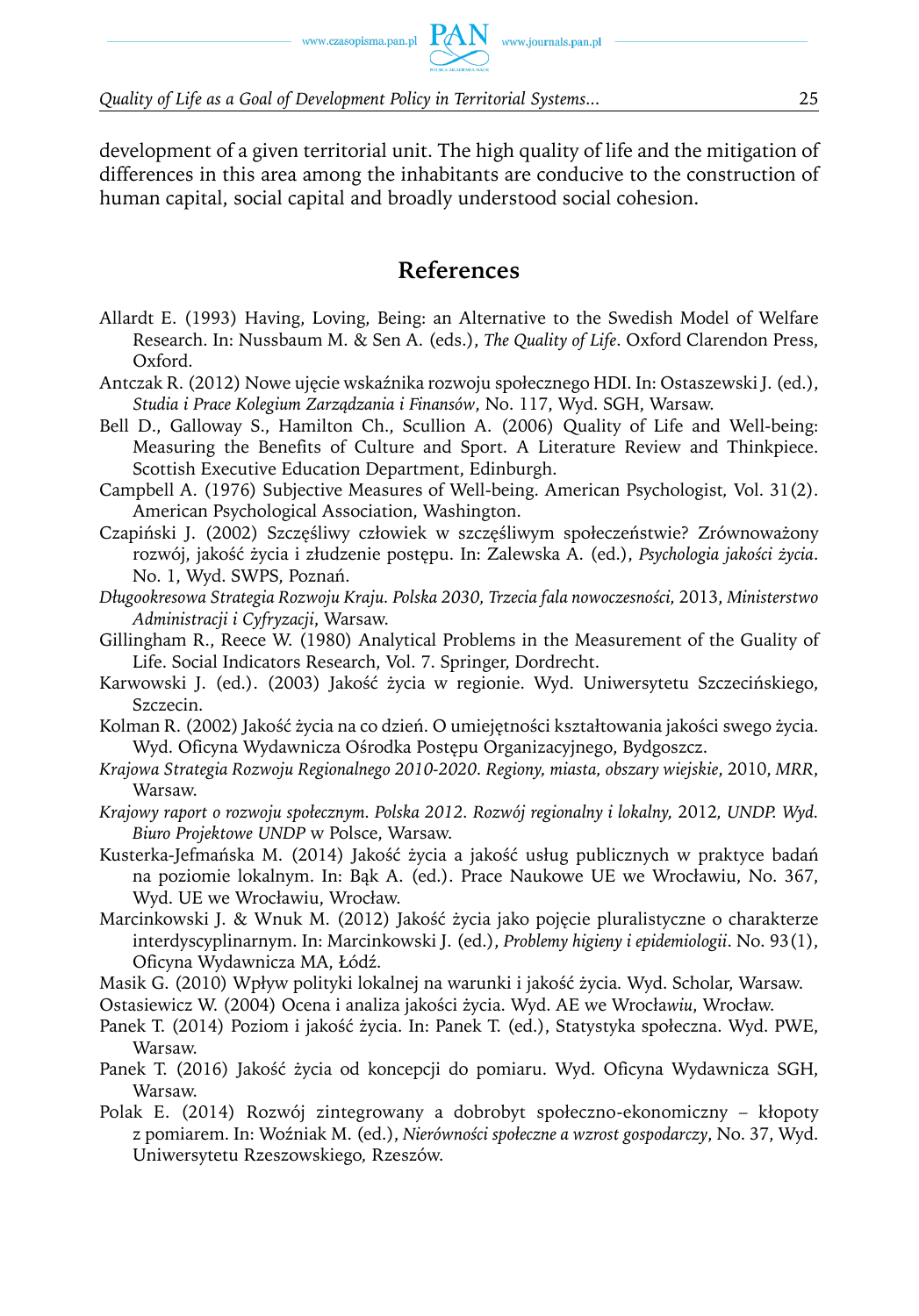development of a given territorial unit. The high quality of life and the mitigation of differences in this area among the inhabitants are conducive to the construction of human capital, social capital and broadly understood social cohesion.

## References

Allardt E. (1993) Having, Loving, Being: an Alternative to the Swedish Model of Welfare Research. In: Nussbaum M. & Sen A. (eds.), *The Quality of Life*. Oxford Clarendon Press, Oxford.

Antczak R. (2012) Nowe ujęcie wskaźnika rozwoju społecznego HDI. In: Ostaszewski J. (ed.), *Studia i Prace Kolegium Zarządzania i Finansów*, No. 117, Wyd. SGH, Warsaw.

Bell D., Galloway S., Hamilton Ch., Scullion A. (2006) Quality of Life and Well-being: Measuring the Benefits of Culture and Sport. A Literature Review and Thinkpiece. Scottish Executive Education Department, Edinburgh.

Campbell A. (1976) Subjective Measures of Well-being. American Psychologist, Vol. 31(2). American Psychological Association, Washington.

Czapiński J. (2002) Szczęśliwy człowiek w szczęśliwym społeczeństwie? Zrównoważony rozwój, jakość życia i złudzenie postępu. In: Zalewska A. (ed.), *Psychologia jakości życia*. No. 1, Wyd. SWPS, Poznań.

*Długookresowa Strategia Rozwoju Kraju. Polska 2030, Trzecia fala nowoczesności*, 2013, *Ministerstwo Administracji i Cyfryzacji*, Warsaw.

Gillingham R., Reece W. (1980) Analytical Problems in the Measurement of the Guality of Life. Social Indicators Research, Vol. 7. Springer, Dordrecht.

Karwowski J. (ed.). (2003) Jakość życia w regionie. Wyd. Uniwersytetu Szczecińskiego, Szczecin.

Kolman R. (2002) Jakość życia na co dzień. O umiejętności kształtowania jakości swego życia. Wyd. Oficyna Wydawnicza Ośrodka Postępu Organizacyjnego, Bydgoszcz.

*Krajowa Strategia Rozwoju Regionalnego 2010-2020. Regiony, miasta, obszary wiejskie*, 2010, *MRR*, Warsaw.

*Krajowy raport o rozwoju społecznym. Polska 2012. Rozwój regionalny i lokalny*, 2012, *UNDP. Wyd. Biuro Projektowe UNDP* w Polsce, Warsaw.

Kusterka-Jefmańska M. (2014) Jakość życia a jakość usług publicznych w praktyce badań na poziomie lokalnym. In: Bąk A. (ed.). Prace Naukowe UE we Wrocławiu, No. 367, Wyd. UE we Wrocławiu, Wrocław.

Marcinkowski J. & Wnuk M. (2012) Jakość życia jako pojęcie pluralistyczne o charakterze interdyscyplinarnym. In: Marcinkowski J. (ed.), *Problemy higieny i epidemiologii*. No. 93(1), Oficyna Wydawnicza MA, Łódź.

Masik G. (2010) Wpływ polityki lokalnej na warunki i jakość życia. Wyd. Scholar, Warsaw.

Ostasiewicz W. (2004) Ocena i analiza jakości życia. Wyd. AE we Wrocł*awiu*, Wrocław.

Panek T. (2014) Poziom i jakość życia. In: Panek T. (ed.), Statystyka społeczna. Wyd. PWE, Warsaw.

Panek T. (2016) Jakość życia od koncepcji do pomiaru. Wyd. Oficyna Wydawnicza SGH, Warsaw.

Polak E. (2014) Rozwój zintegrowany a dobrobyt społeczno-ekonomiczny – kłopoty z pomiarem. In: Woźniak M. (ed.), *Nierówności społeczne a wzrost gospodarczy*, No. 37, Wyd. Uniwersytetu Rzeszowskiego, Rzeszów.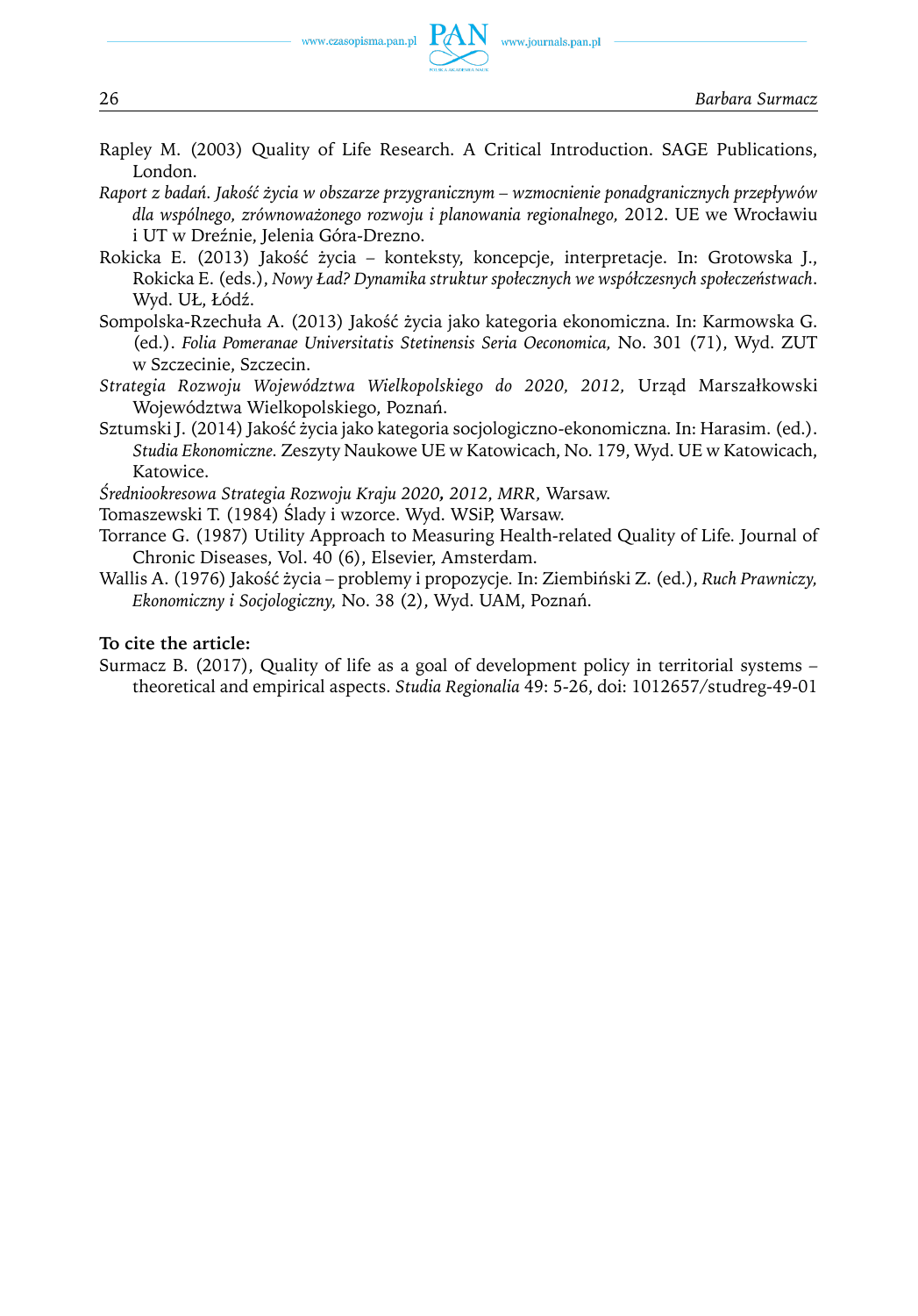Rapley M. (2003) Quality of Life Research. A Critical Introduction. SAGE Publications, London.

*Raport z badań. Jakość życia w obszarze przygranicznym – wzmocnienie ponadgranicznych przepływów dla wspólnego, zrównoważonego rozwoju i planowania regionalnego,* 2012. UE we Wrocławiu i UT w Dreźnie, Jelenia Góra-Drezno.

Rokicka E. (2013) Jakość życia – konteksty, koncepcje, interpretacje. In: Grotowska J., Rokicka E. (eds.), *Nowy Ład? Dynamika struktur społecznych we współczesnych społeczeństwach*. Wyd. UŁ, Łódź.

Sompolska-Rzechuła A. (2013) Jakość życia jako kategoria ekonomiczna. In: Karmowska G. (ed.). *Folia Pomeranae Universitatis Stetinensis Seria Oeconomica,* No. 301 (71), Wyd. ZUT w Szczecinie, Szczecin.

*Strategia Rozwoju Województwa Wielkopolskiego do 2020, 2012,* Urząd Marszałkowski Województwa Wielkopolskiego, Poznań.

Sztumski J. (2014) Jakość życia jako kategoria socjologiczno-ekonomiczna. In: Harasim. (ed.). *Studia Ekonomiczne.* Zeszyty Naukowe UE w Katowicach, No. 179, Wyd. UE w Katowicach, Katowice.

*Średniookresowa Strategia Rozwoju Kraju 2020, 2012, MRR,* Warsaw.

Tomaszewski T. (1984) Ślady i wzorce. Wyd. WSiP, Warsaw.

Torrance G. (1987) Utility Approach to Measuring Health-related Quality of Life. Journal of Chronic Diseases, Vol. 40 (6), Elsevier, Amsterdam.

Wallis A. (1976) Jakość życia – problemy i propozycje. In: Ziembiński Z. (ed.), *Ruch Prawniczy, Ekonomiczny i Socjologiczny,* No. 38 (2), Wyd. UAM, Poznań.

**To cite the article:**

Surmacz B. (2017), Quality of life as a goal of development policy in territorial systems – theoretical and empirical aspects. *Studia Regionalia* 49: 5-26, doi: 1012657/studreg-49-01